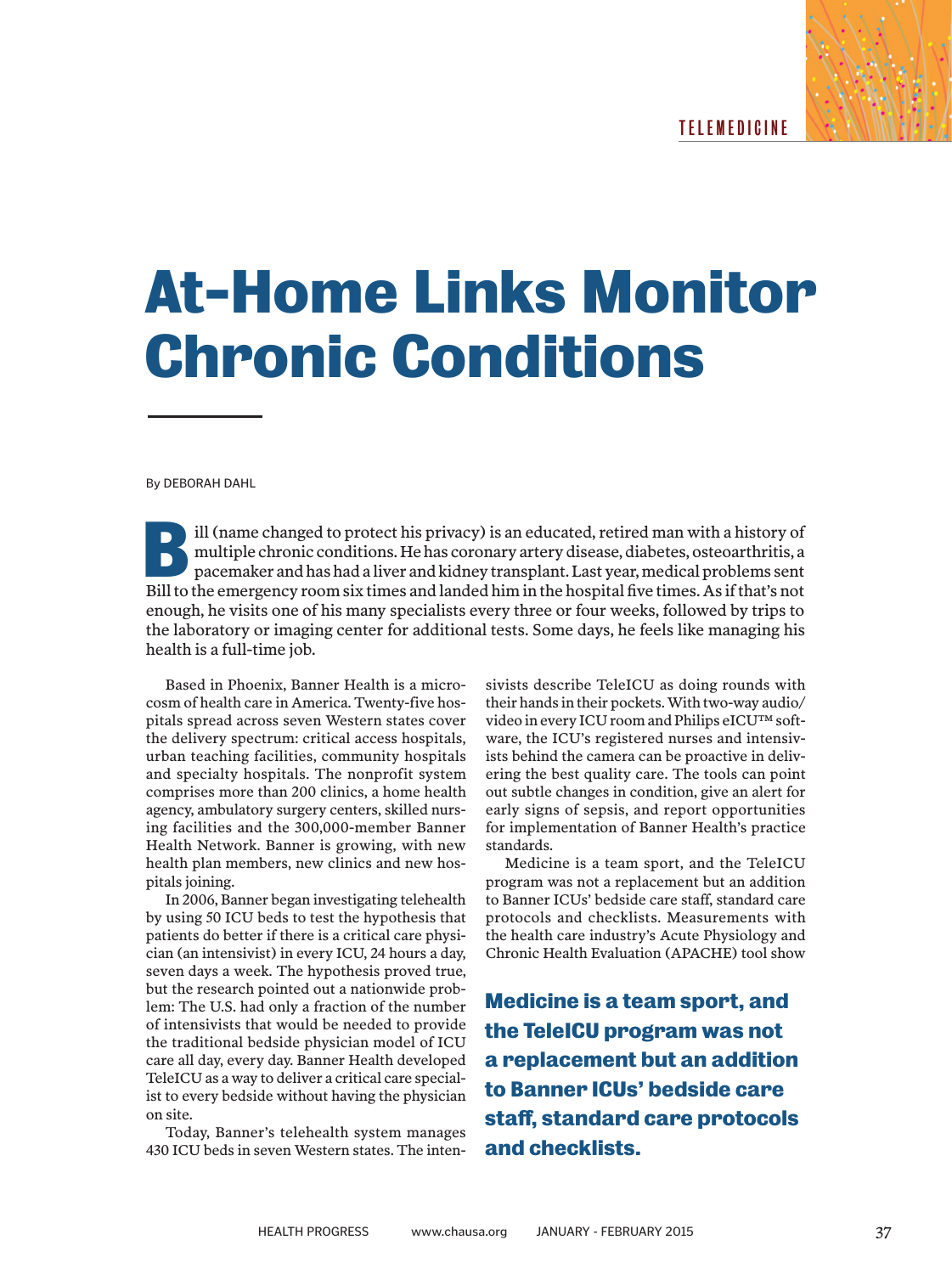TELEMEDICINE

# At-Home Links Monitor Chronic Conditions

By DEBORAH DAHL

**B**ill (name changed to protect his privacy) is an educated, retired man with a history of multiple chronic conditions. He has coronary artery disease, diabetes, osteoarthritis, a pacemaker and has had a liver and kidney transplant. Last year, medical problems sent Bill to the emergency room six times and landed him in the hospital five times. As if that's not enough, he visits one of his many specialists every three or four weeks, followed by trips to the laboratory or imaging center for additional tests. Some days, he feels like managing his health is a full-time job.

Based in Phoenix, Banner Health is a microcosm of health care in America. Twenty-five hospitals spread across seven Western states cover the delivery spectrum: critical access hospitals, urban teaching facilities, community hospitals and specialty hospitals. The nonprofit system comprises more than 200 clinics, a home health agency, ambulatory surgery centers, skilled nursing facilities and the 300,000-member Banner Health Network. Banner is growing, with new health plan members, new clinics and new hospitals joining.

In 2006, Banner began investigating telehealth by using 50 ICU beds to test the hypothesis that patients do better if there is a critical care physician (an intensivist) in every ICU, 24 hours a day, seven days a week. The hypothesis proved true, but the research pointed out a nationwide problem: The U.S. had only a fraction of the number of intensivists that would be needed to provide the traditional bedside physician model of ICU care all day, every day. Banner Health developed TeleICU as a way to deliver a critical care specialist to every bedside without having the physician on site.

Today, Banner's telehealth system manages 430 ICU beds in seven Western states. The intensivists describe TeleICU as doing rounds with their hands in their pockets. With two-way audio/video in every ICU room and Philips eICU™ software, the ICU's registered nurses and intensivists behind the camera can be proactive in delivering the best quality care. The tools can point out subtle changes in condition, give an alert for early signs of sepsis, and report opportunities for implementation of Banner Health's practice standards.

Medicine is a team sport, and the TeleICU program was not a replacement but an addition to Banner ICUs' bedside care staff, standard care protocols and checklists. Measurements with the health care industry's Acute Physiology and Chronic Health Evaluation (APACHE) tool show

**Medicine is a team sport, and the TeleICU program was not a replacement but an addition to Banner ICUs' bedside care staff, standard care protocols and checklists.**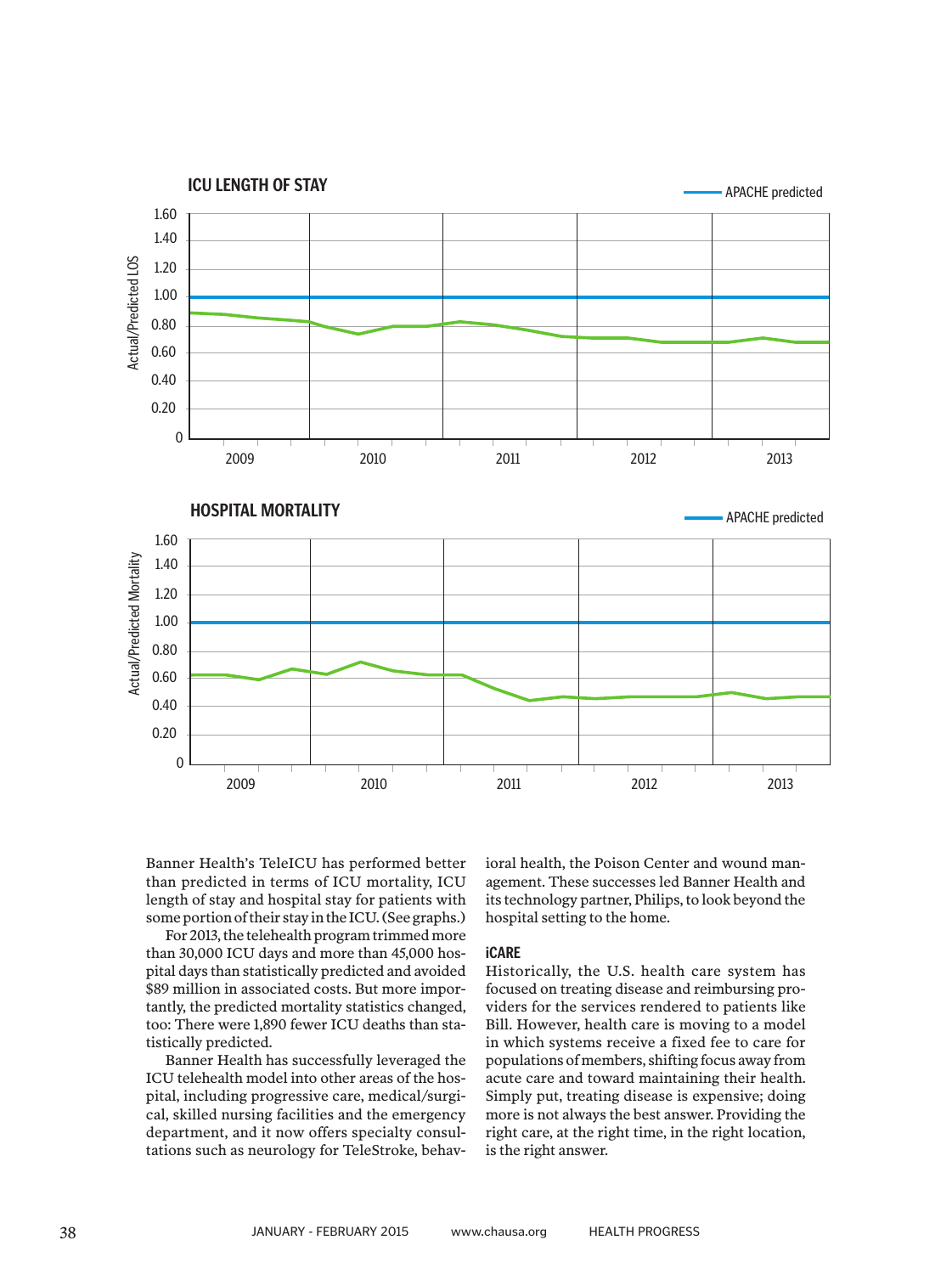**ICU LENGTH OF STAY**

APACHE predicted

Actual/Predicted LOS

1.60
1.40
1.20
1.00
0.80
0.60
0.40
0.20
0

2009 2010 2011 2012 2013

**HOSPITAL MORTALITY**

APACHE predicted

Actual/Predicted Mortality

1.60
1.40
1.20
1.00
0.80
0.60
0.40
0.20
0

2009 2010 2011 2012 2013

Banner Health's TeleICU has performed better than predicted in terms of ICU mortality, ICU length of stay and hospital stay for patients with some portion of their stay in the ICU. (See graphs.)

For 2013, the telehealth program trimmed more than 30,000 ICU days and more than 45,000 hospital days than statistically predicted and avoided $89 million in associated costs. But more importantly, the predicted mortality statistics changed, too: There were 1,890 fewer ICU deaths than statistically predicted.

Banner Health has successfully leveraged the ICU telehealth model into other areas of the hospital, including progressive care, medical/surgical, skilled nursing facilities and the emergency department, and it now offers specialty consultations such as neurology for TeleStroke, behavioral health, the Poison Center and wound management. These successes led Banner Health and its technology partner, Philips, to look beyond the hospital setting to the home.

### iCARE

Historically, the U.S. health care system has focused on treating disease and reimbursing providers for the services rendered to patients like Bill. However, health care is moving to a model in which systems receive a fixed fee to care for populations of members, shifting focus away from acute care and toward maintaining their health. Simply put, treating disease is expensive; doing more is not always the best answer. Providing the right care, at the right time, in the right location, is the right answer.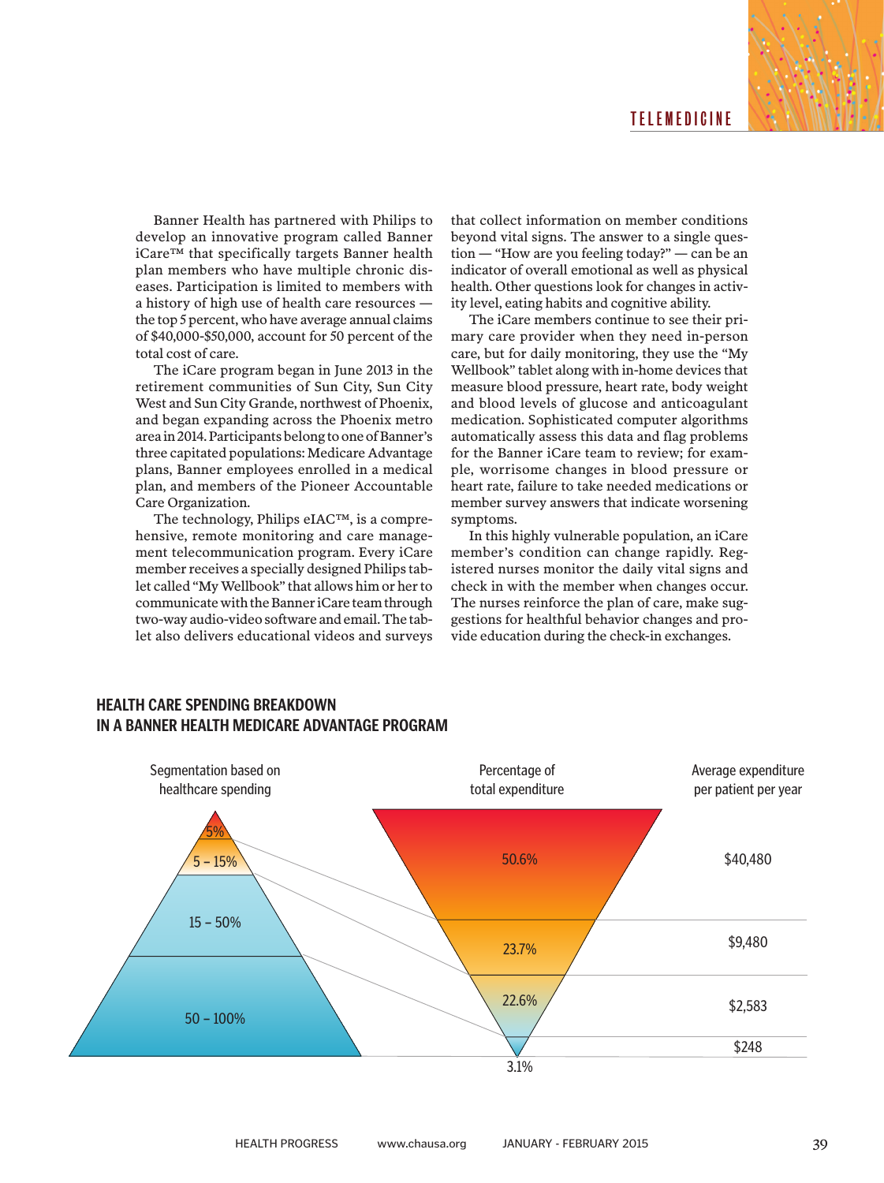Banner Health has partnered with Philips to develop an innovative program called Banner iCare™ that specifically targets Banner health plan members who have multiple chronic diseases. Participation is limited to members with a history of high use of health care resources — the top 5 percent, who have average annual claims of $40,000-$50,000, account for 50 percent of the total cost of care.

The iCare program began in June 2013 in the retirement communities of Sun City, Sun City West and Sun City Grande, northwest of Phoenix, and began expanding across the Phoenix metro area in 2014. Participants belong to one of Banner's three capitated populations: Medicare Advantage plans, Banner employees enrolled in a medical plan, and members of the Pioneer Accountable Care Organization.

The technology, Philips eIAC™, is a comprehensive, remote monitoring and care management telecommunication program. Every iCare member receives a specially designed Philips tablet called "My Wellbook" that allows him or her to communicate with the Banner iCare team through two-way audio-video software and email. The tablet also delivers educational videos and surveys that collect information on member conditions beyond vital signs. The answer to a single question — "How are you feeling today?" — can be an indicator of overall emotional as well as physical health. Other questions look for changes in activity level, eating habits and cognitive ability.

The iCare members continue to see their primary care provider when they need in-person care, but for daily monitoring, they use the "My Wellbook" tablet along with in-home devices that measure blood pressure, heart rate, body weight and blood levels of glucose and anticoagulant medication. Sophisticated computer algorithms automatically assess this data and flag problems for the Banner iCare team to review; for example, worrisome changes in blood pressure or heart rate, failure to take needed medications or member survey answers that indicate worsening symptoms.

In this highly vulnerable population, an iCare member's condition can change rapidly. Registered nurses monitor the daily vital signs and check in with the member when changes occur. The nurses reinforce the plan of care, make suggestions for healthful behavior changes and provide education during the check-in exchanges.

**HEALTH CARE SPENDING BREAKDOWN IN A BANNER HEALTH MEDICARE ADVANTAGE PROGRAM**

| Segmentation based on healthcare spending | Percentage of total expenditure | Average expenditure per patient per year |
|---|---|---|
| 5% | 50.6% | $40,480 |
| 5 – 15% | 23.7% | $9,480 |
| 15 – 50% | 22.6% | $2,583 |
| 50 – 100% | 3.1% | $248 |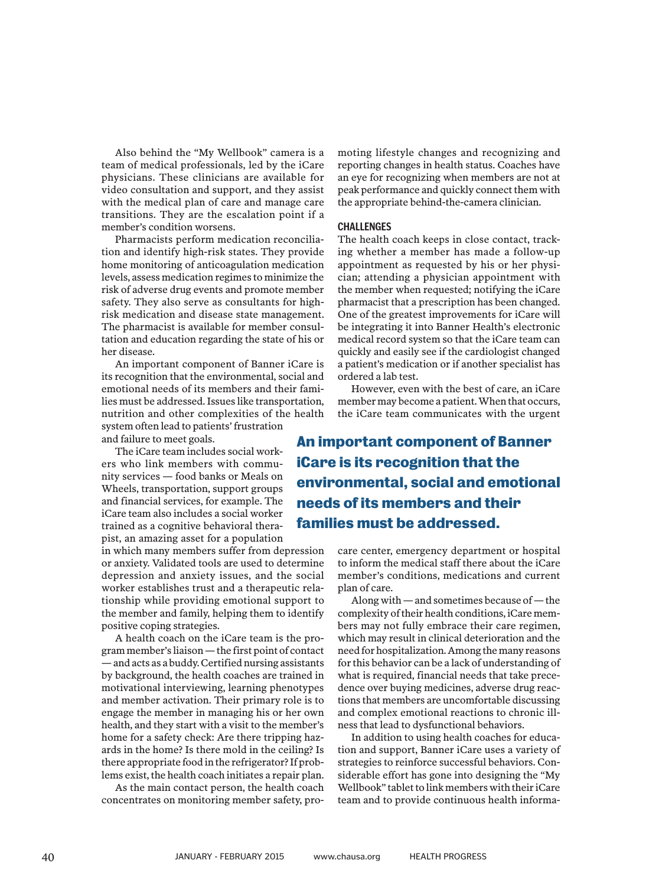Also behind the "My Wellbook" camera is a team of medical professionals, led by the iCare physicians. These clinicians are available for video consultation and support, and they assist with the medical plan of care and manage care transitions. They are the escalation point if a member's condition worsens.

Pharmacists perform medication reconciliation and identify high-risk states. They provide home monitoring of anticoagulation medication levels, assess medication regimes to minimize the risk of adverse drug events and promote member safety. They also serve as consultants for high-risk medication and disease state management. The pharmacist is available for member consultation and education regarding the state of his or her disease.

An important component of Banner iCare is its recognition that the environmental, social and emotional needs of its members and their families must be addressed. Issues like transportation, nutrition and other complexities of the health system often lead to patients' frustration and failure to meet goals.

The iCare team includes social workers who link members with community services — food banks or Meals on Wheels, transportation, support groups and financial services, for example. The iCare team also includes a social worker trained as a cognitive behavioral therapist, an amazing asset for a population in which many members suffer from depression or anxiety. Validated tools are used to determine depression and anxiety issues, and the social worker establishes trust and a therapeutic relationship while providing emotional support to the member and family, helping them to identify positive coping strategies.

A health coach on the iCare team is the program member's liaison — the first point of contact — and acts as a buddy. Certified nursing assistants by background, the health coaches are trained in motivational interviewing, learning phenotypes and member activation. Their primary role is to engage the member in managing his or her own health, and they start with a visit to the member's home for a safety check: Are there tripping hazards in the home? Is there mold in the ceiling? Is there appropriate food in the refrigerator? If problems exist, the health coach initiates a repair plan.

As the main contact person, the health coach concentrates on monitoring member safety, promoting lifestyle changes and recognizing and reporting changes in health status. Coaches have an eye for recognizing when members are not at peak performance and quickly connect them with the appropriate behind-the-camera clinician.

## CHALLENGES

The health coach keeps in close contact, tracking whether a member has made a follow-up appointment as requested by his or her physician; attending a physician appointment with the member when requested; notifying the iCare pharmacist that a prescription has been changed. One of the greatest improvements for iCare will be integrating it into Banner Health's electronic medical record system so that the iCare team can quickly and easily see if the cardiologist changed a patient's medication or if another specialist has ordered a lab test.

However, even with the best of care, an iCare member may become a patient. When that occurs, the iCare team communicates with the urgent care center, emergency department or hospital to inform the medical staff there about the iCare member's conditions, medications and current plan of care.

**An important component of Banner iCare is its recognition that the environmental, social and emotional needs of its members and their families must be addressed.**

Along with — and sometimes because of — the complexity of their health conditions, iCare members may not fully embrace their care regimen, which may result in clinical deterioration and the need for hospitalization. Among the many reasons for this behavior can be a lack of understanding of what is required, financial needs that take precedence over buying medicines, adverse drug reactions that members are uncomfortable discussing and complex emotional reactions to chronic illness that lead to dysfunctional behaviors.

In addition to using health coaches for education and support, Banner iCare uses a variety of strategies to reinforce successful behaviors. Considerable effort has gone into designing the "My Wellbook" tablet to link members with their iCare team and to provide continuous health informa-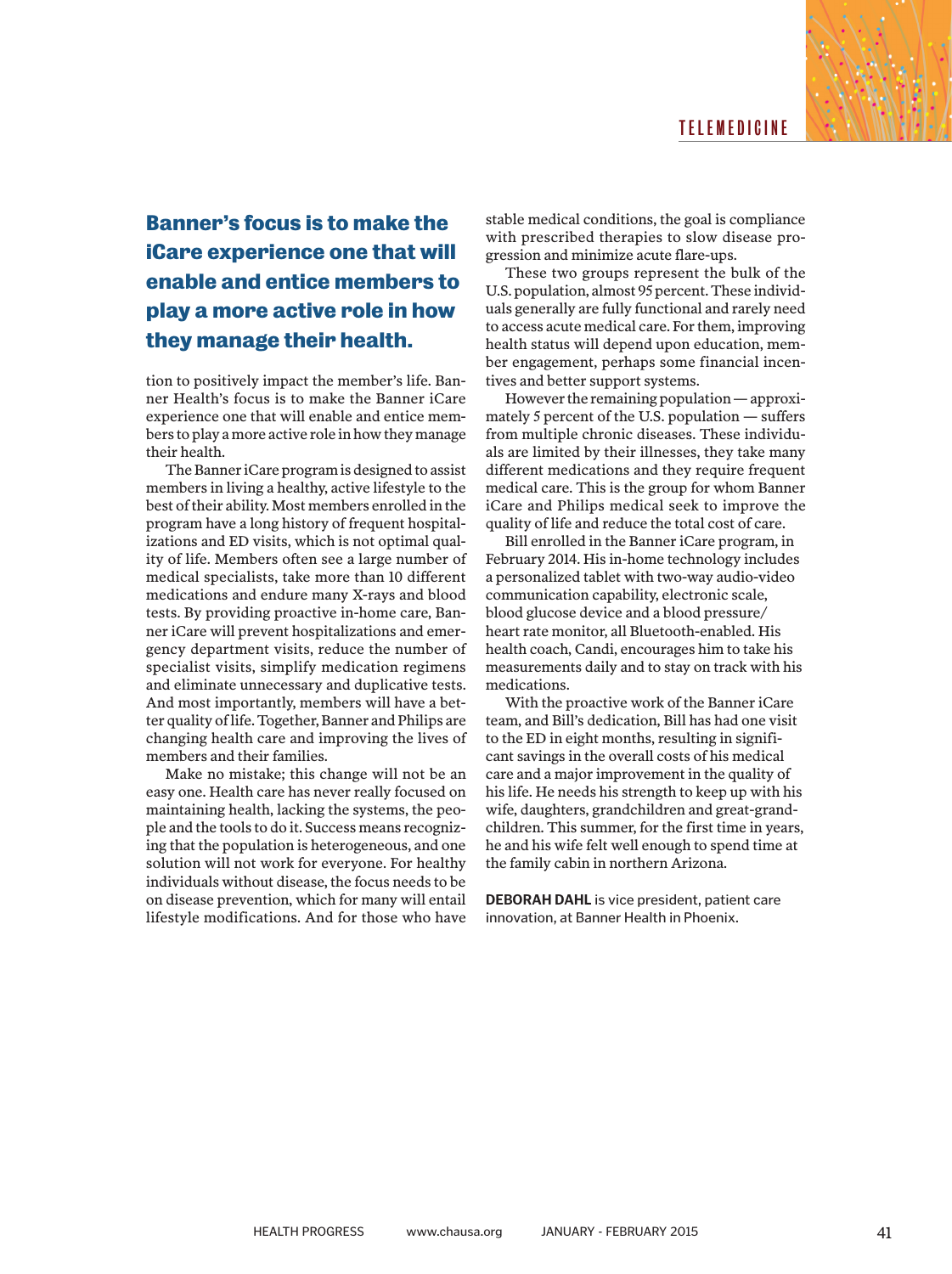**Banner's focus is to make the iCare experience one that will enable and entice members to play a more active role in how they manage their health.**

tion to positively impact the member's life. Banner Health's focus is to make the Banner iCare experience one that will enable and entice members to play a more active role in how they manage their health.

The Banner iCare program is designed to assist members in living a healthy, active lifestyle to the best of their ability. Most members enrolled in the program have a long history of frequent hospitalizations and ED visits, which is not optimal quality of life. Members often see a large number of medical specialists, take more than 10 different medications and endure many X-rays and blood tests. By providing proactive in-home care, Banner iCare will prevent hospitalizations and emergency department visits, reduce the number of specialist visits, simplify medication regimens and eliminate unnecessary and duplicative tests. And most importantly, members will have a better quality of life. Together, Banner and Philips are changing health care and improving the lives of members and their families.

Make no mistake; this change will not be an easy one. Health care has never really focused on maintaining health, lacking the systems, the people and the tools to do it. Success means recognizing that the population is heterogeneous, and one solution will not work for everyone. For healthy individuals without disease, the focus needs to be on disease prevention, which for many will entail lifestyle modifications. And for those who have stable medical conditions, the goal is compliance with prescribed therapies to slow disease progression and minimize acute flare-ups.

These two groups represent the bulk of the U.S. population, almost 95 percent. These individuals generally are fully functional and rarely need to access acute medical care. For them, improving health status will depend upon education, member engagement, perhaps some financial incentives and better support systems.

However the remaining population — approximately 5 percent of the U.S. population — suffers from multiple chronic diseases. These individuals are limited by their illnesses, they take many different medications and they require frequent medical care. This is the group for whom Banner iCare and Philips medical seek to improve the quality of life and reduce the total cost of care.

Bill enrolled in the Banner iCare program, in February 2014. His in-home technology includes a personalized tablet with two-way audio-video communication capability, electronic scale, blood glucose device and a blood pressure/heart rate monitor, all Bluetooth-enabled. His health coach, Candi, encourages him to take his measurements daily and to stay on track with his medications.

With the proactive work of the Banner iCare team, and Bill's dedication, Bill has had one visit to the ED in eight months, resulting in significant savings in the overall costs of his medical care and a major improvement in the quality of his life. He needs his strength to keep up with his wife, daughters, grandchildren and great-grandchildren. This summer, for the first time in years, he and his wife felt well enough to spend time at the family cabin in northern Arizona.

**DEBORAH DAHL** is vice president, patient care innovation, at Banner Health in Phoenix.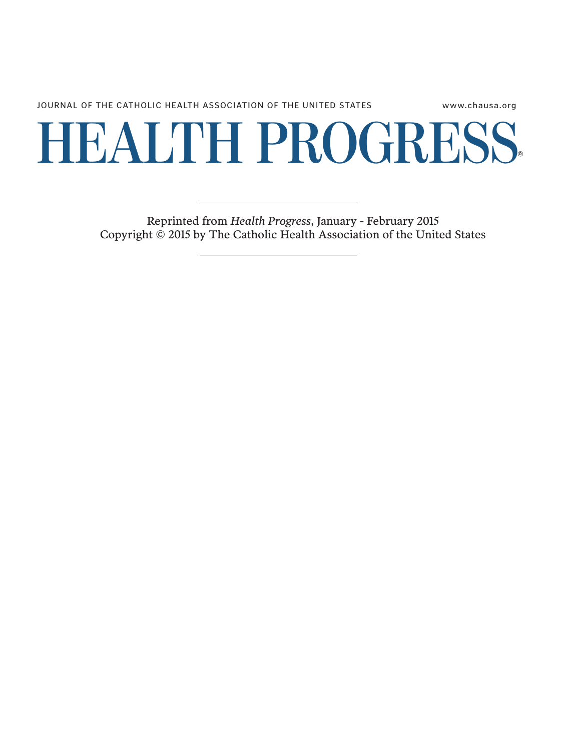JOURNAL OF THE CATHOLIC HEALTH ASSOCIATION OF THE UNITED STATES www.chausa.org

# HEALTH PROGRESS®

Reprinted from *Health Progress*, January - February 2015
Copyright © 2015 by The Catholic Health Association of the United States